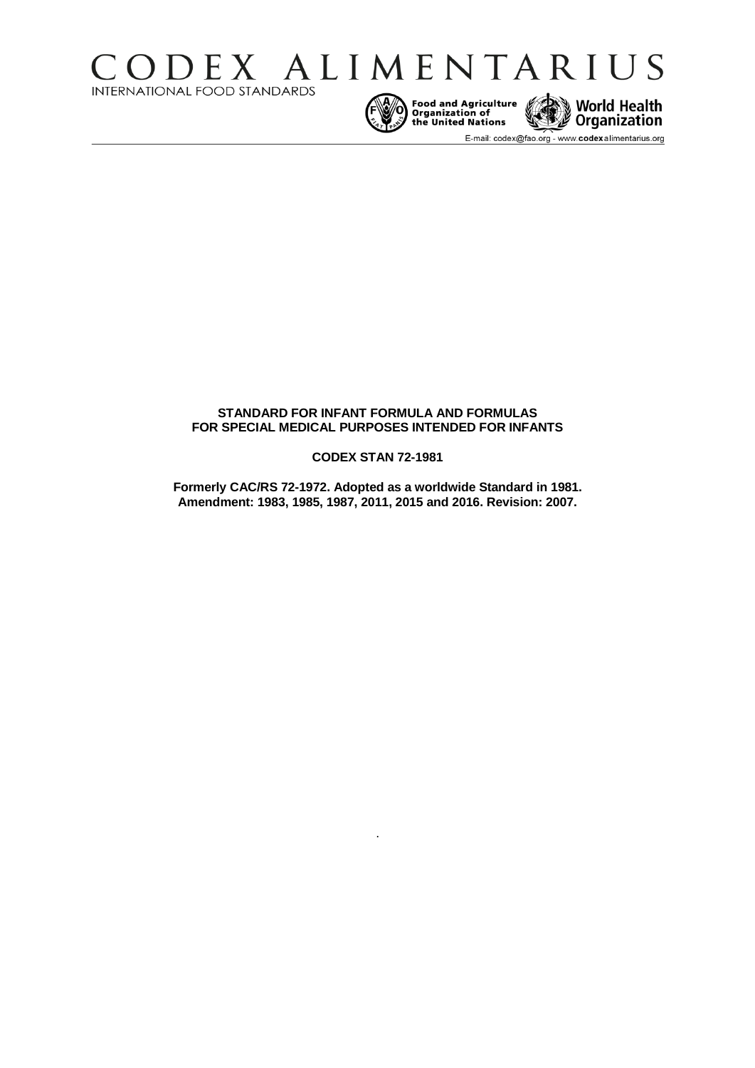# CODEX ALIMENTARIUS

INTERNATIONAL FOOD STANDARDS

Food and Agriculture Organization of the United Nations

World Health Organization

E-mail: codex@fao.org - www.codexalimentarius.org

**STANDARD FOR INFANT FORMULA AND FORMULAS FOR SPECIAL MEDICAL PURPOSES INTENDED FOR INFANTS**

**CODEX STAN 72-1981**

**Formerly CAC/RS 72-1972. Adopted as a worldwide Standard in 1981. Amendment: 1983, 1985, 1987, 2011, 2015 and 2016. Revision: 2007.**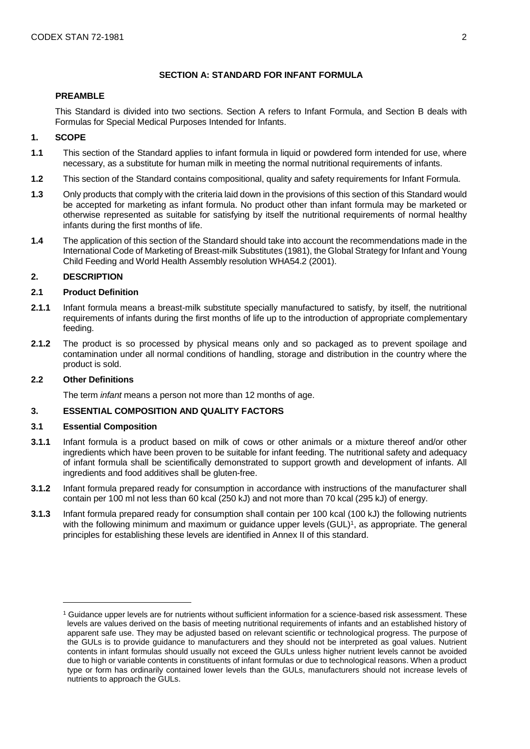## SECTION A: STANDARD FOR INFANT FORMULA

### PREAMBLE

This Standard is divided into two sections. Section A refers to Infant Formula, and Section B deals with Formulas for Special Medical Purposes Intended for Infants.

### 1. SCOPE

**1.1** This section of the Standard applies to infant formula in liquid or powdered form intended for use, where necessary, as a substitute for human milk in meeting the normal nutritional requirements of infants.

**1.2** This section of the Standard contains compositional, quality and safety requirements for Infant Formula.

**1.3** Only products that comply with the criteria laid down in the provisions of this section of this Standard would be accepted for marketing as infant formula. No product other than infant formula may be marketed or otherwise represented as suitable for satisfying by itself the nutritional requirements of normal healthy infants during the first months of life.

**1.4** The application of this section of the Standard should take into account the recommendations made in the International Code of Marketing of Breast-milk Substitutes (1981), the Global Strategy for Infant and Young Child Feeding and World Health Assembly resolution WHA54.2 (2001).

### 2. DESCRIPTION

#### 2.1 Product Definition

**2.1.1** Infant formula means a breast-milk substitute specially manufactured to satisfy, by itself, the nutritional requirements of infants during the first months of life up to the introduction of appropriate complementary feeding.

**2.1.2** The product is so processed by physical means only and so packaged as to prevent spoilage and contamination under all normal conditions of handling, storage and distribution in the country where the product is sold.

#### 2.2 Other Definitions

The term *infant* means a person not more than 12 months of age.

### 3. ESSENTIAL COMPOSITION AND QUALITY FACTORS

#### 3.1 Essential Composition

**3.1.1** Infant formula is a product based on milk of cows or other animals or a mixture thereof and/or other ingredients which have been proven to be suitable for infant feeding. The nutritional safety and adequacy of infant formula shall be scientifically demonstrated to support growth and development of infants. All ingredients and food additives shall be gluten-free.

**3.1.2** Infant formula prepared ready for consumption in accordance with instructions of the manufacturer shall contain per 100 ml not less than 60 kcal (250 kJ) and not more than 70 kcal (295 kJ) of energy.

**3.1.3** Infant formula prepared ready for consumption shall contain per 100 kcal (100 kJ) the following nutrients with the following minimum and maximum or guidance upper levels (GUL)[1], as appropriate. The general principles for establishing these levels are identified in Annex II of this standard.

---

[1] Guidance upper levels are for nutrients without sufficient information for a science-based risk assessment. These levels are values derived on the basis of meeting nutritional requirements of infants and an established history of apparent safe use. They may be adjusted based on relevant scientific or technological progress. The purpose of the GULs is to provide guidance to manufacturers and they should not be interpreted as goal values. Nutrient contents in infant formulas should usually not exceed the GULs unless higher nutrient levels cannot be avoided due to high or variable contents in constituents of infant formulas or due to technological reasons. When a product type or form has ordinarily contained lower levels than the GULs, manufacturers should not increase levels of nutrients to approach the GULs.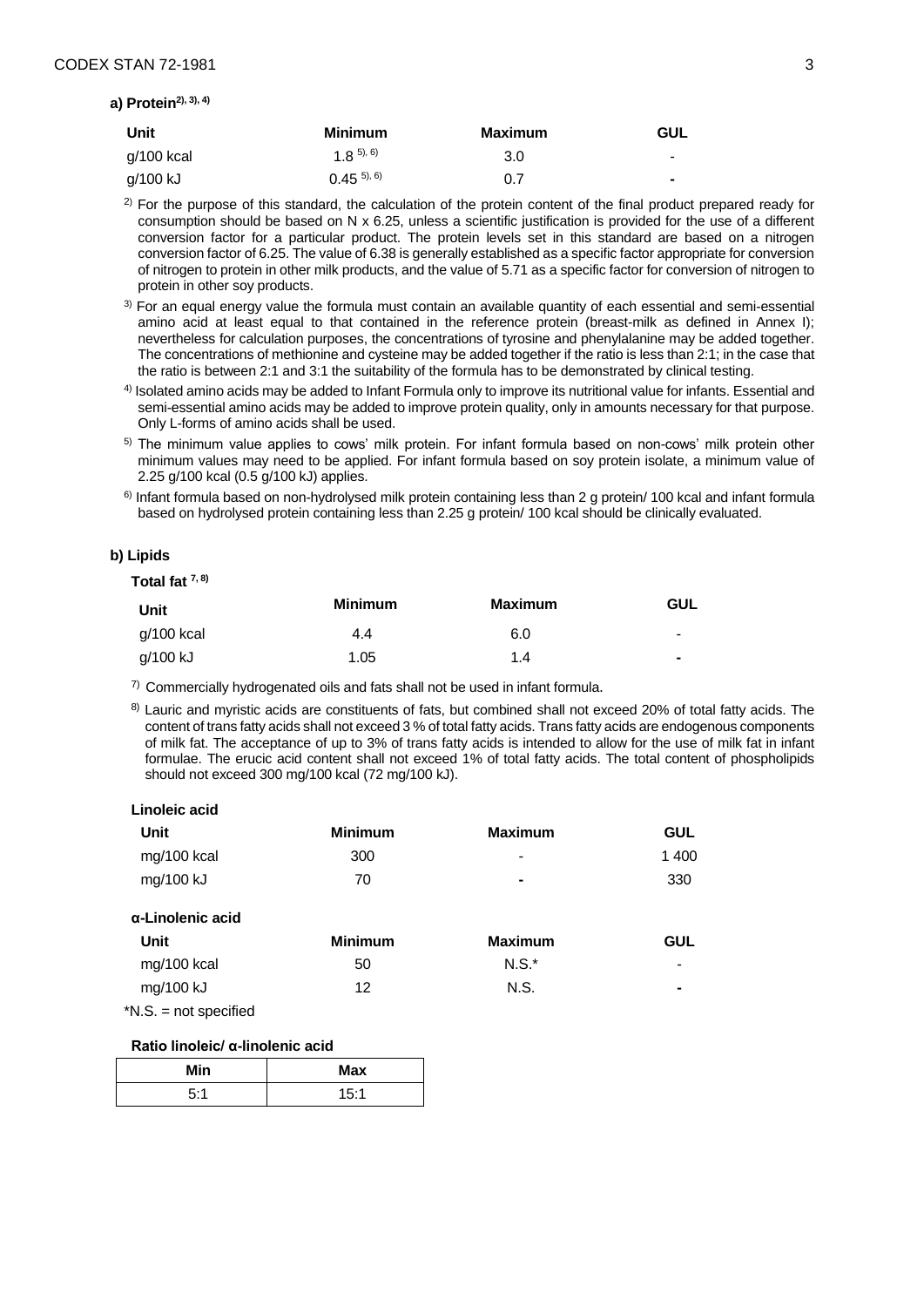**a) Protein[2), 3), 4)]**

| Unit | Minimum | Maximum | GUL |
|---|---|---|---|
| g/100 kcal | 1.8 [5), 6)] | 3.0 | - |
| g/100 kJ | 0.45 [5), 6)] | 0.7 | - |

[2)] For the purpose of this standard, the calculation of the protein content of the final product prepared ready for consumption should be based on N x 6.25, unless a scientific justification is provided for the use of a different conversion factor for a particular product. The protein levels set in this standard are based on a nitrogen conversion factor of 6.25. The value of 6.38 is generally established as a specific factor appropriate for conversion of nitrogen to protein in other milk products, and the value of 5.71 as a specific factor for conversion of nitrogen to protein in other soy products.

[3)] For an equal energy value the formula must contain an available quantity of each essential and semi-essential amino acid at least equal to that contained in the reference protein (breast-milk as defined in Annex I); nevertheless for calculation purposes, the concentrations of tyrosine and phenylalanine may be added together. The concentrations of methionine and cysteine may be added together if the ratio is less than 2:1; in the case that the ratio is between 2:1 and 3:1 the suitability of the formula has to be demonstrated by clinical testing.

[4)] Isolated amino acids may be added to Infant Formula only to improve its nutritional value for infants. Essential and semi-essential amino acids may be added to improve protein quality, only in amounts necessary for that purpose. Only L-forms of amino acids shall be used.

[5)] The minimum value applies to cows' milk protein. For infant formula based on non-cows' milk protein other minimum values may need to be applied. For infant formula based on soy protein isolate, a minimum value of 2.25 g/100 kcal (0.5 g/100 kJ) applies.

[6)] Infant formula based on non-hydrolysed milk protein containing less than 2 g protein/ 100 kcal and infant formula based on hydrolysed protein containing less than 2.25 g protein/ 100 kcal should be clinically evaluated.

**b) Lipids**

**Total fat [7, 8)]**

| Unit | Minimum | Maximum | GUL |
|---|---|---|---|
| g/100 kcal | 4.4 | 6.0 | - |
| g/100 kJ | 1.05 | 1.4 | - |

[7)] Commercially hydrogenated oils and fats shall not be used in infant formula.

[8)] Lauric and myristic acids are constituents of fats, but combined shall not exceed 20% of total fatty acids. The content of trans fatty acids shall not exceed 3 % of total fatty acids. Trans fatty acids are endogenous components of milk fat. The acceptance of up to 3% of trans fatty acids is intended to allow for the use of milk fat in infant formulae. The erucic acid content shall not exceed 1% of total fatty acids. The total content of phospholipids should not exceed 300 mg/100 kcal (72 mg/100 kJ).

**Linoleic acid**

| Unit | Minimum | Maximum | GUL |
|---|---|---|---|
| mg/100 kcal | 300 | - | 1 400 |
| mg/100 kJ | 70 | - | 330 |

**α-Linolenic acid**

| Unit | Minimum | Maximum | GUL |
|---|---|---|---|
| mg/100 kcal | 50 | N.S.* | - |
| mg/100 kJ | 12 | N.S. | - |

*N.S. = not specified

**Ratio linoleic/ α-linolenic acid**

| Min | Max |
|---|---|
| 5:1 | 15:1 |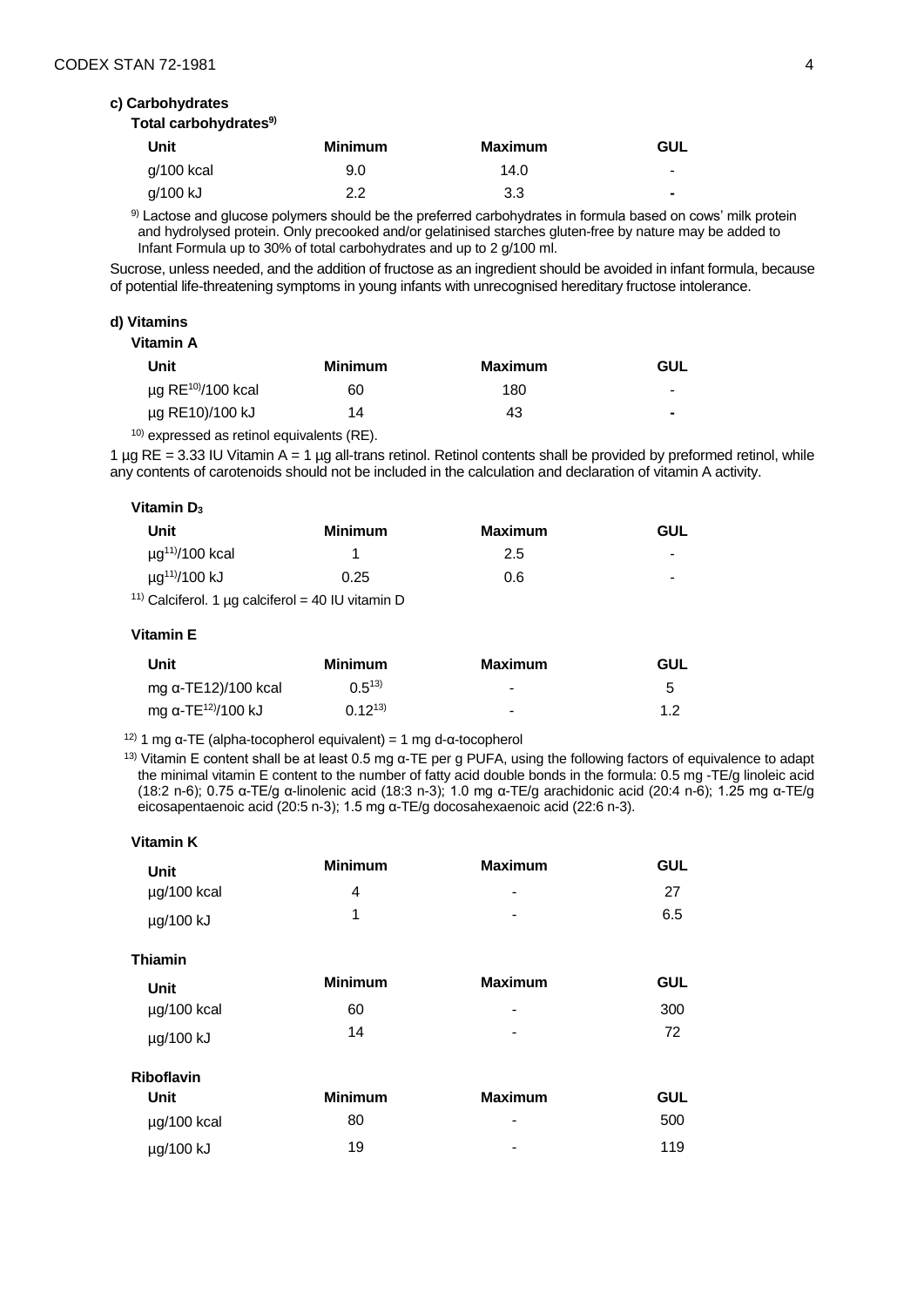**c) Carbohydrates**

**Total carbohydrates[9]**

| Unit | Minimum | Maximum | GUL |
|---|---|---|---|
| g/100 kcal | 9.0 | 14.0 | - |
| g/100 kJ | 2.2 | 3.3 | - |

[9] Lactose and glucose polymers should be the preferred carbohydrates in formula based on cows' milk protein and hydrolysed protein. Only precooked and/or gelatinised starches gluten-free by nature may be added to Infant Formula up to 30% of total carbohydrates and up to 2 g/100 ml.

Sucrose, unless needed, and the addition of fructose as an ingredient should be avoided in infant formula, because of potential life-threatening symptoms in young infants with unrecognised hereditary fructose intolerance.

**d) Vitamins**

**Vitamin A**

| Unit | Minimum | Maximum | GUL |
|---|---|---|---|
| µg RE[10]/100 kcal | 60 | 180 | - |
| µg RE10)/100 kJ | 14 | 43 | - |

[10] expressed as retinol equivalents (RE).

1 µg RE = 3.33 IU Vitamin A = 1 µg all-trans retinol. Retinol contents shall be provided by preformed retinol, while any contents of carotenoids should not be included in the calculation and declaration of vitamin A activity.

**Vitamin $D_3$**

| Unit | Minimum | Maximum | GUL |
|---|---|---|---|
| µg[11]/100 kcal | 1 | 2.5 | - |
| µg[11]/100 kJ | 0.25 | 0.6 | - |

[11] Calciferol. 1 µg calciferol = 40 IU vitamin D

**Vitamin E**

| Unit | Minimum | Maximum | GUL |
|---|---|---|---|
| mg α-TE12)/100 kcal | 0.5[13] | - | 5 |
| mg α-TE[12]/100 kJ | 0.12[13] | - | 1.2 |

[12] 1 mg α-TE (alpha-tocopherol equivalent) = 1 mg d-α-tocopherol

[13] Vitamin E content shall be at least 0.5 mg α-TE per g PUFA, using the following factors of equivalence to adapt the minimal vitamin E content to the number of fatty acid double bonds in the formula: 0.5 mg -TE/g linoleic acid (18:2 n-6); 0.75 α-TE/g α-linolenic acid (18:3 n-3); 1.0 mg α-TE/g arachidonic acid (20:4 n-6); 1.25 mg α-TE/g eicosapentaenoic acid (20:5 n-3); 1.5 mg α-TE/g docosahexaenoic acid (22:6 n-3).

**Vitamin K**

| Unit | Minimum | Maximum | GUL |
|---|---|---|---|
| µg/100 kcal | 4 | - | 27 |
| µg/100 kJ | 1 | - | 6.5 |

**Thiamin**

| Unit | Minimum | Maximum | GUL |
|---|---|---|---|
| µg/100 kcal | 60 | - | 300 |
| µg/100 kJ | 14 | - | 72 |

**Riboflavin**

| Unit | Minimum | Maximum | GUL |
|---|---|---|---|
| µg/100 kcal | 80 | - | 500 |
| µg/100 kJ | 19 | - | 119 |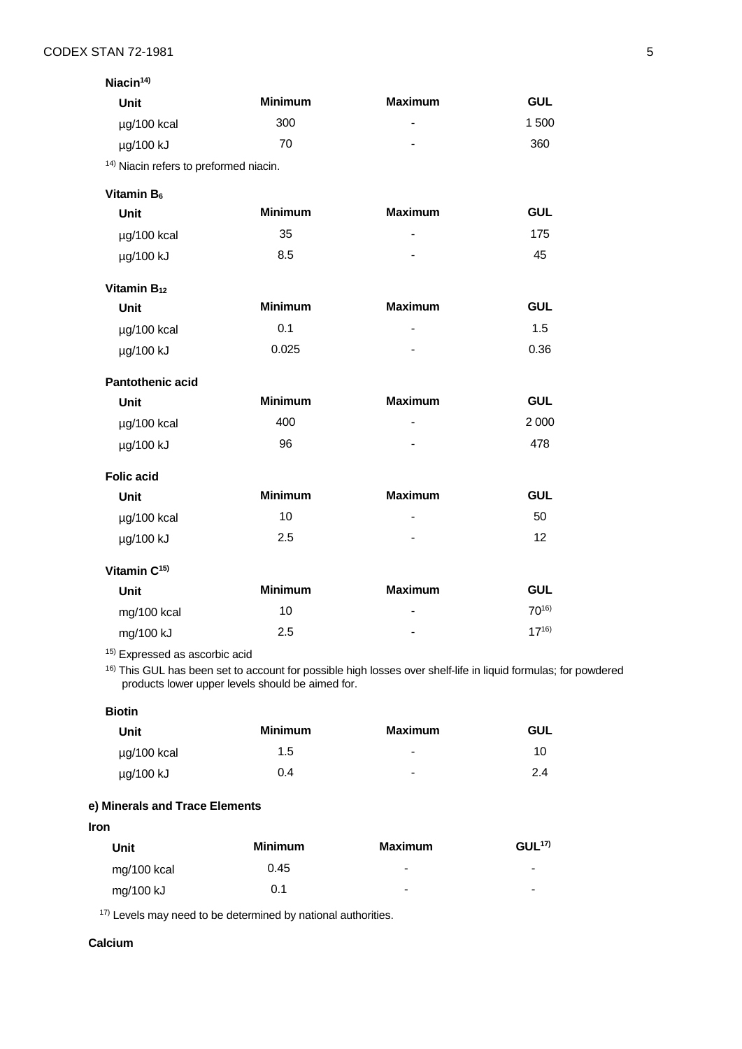**Niacin[14)]**

| Unit | Minimum | Maximum | GUL |
|---|---|---|---|
| µg/100 kcal | 300 | - | 1 500 |
| µg/100 kJ | 70 | - | 360 |

[14)] Niacin refers to preformed niacin.

**Vitamin $B_6$**

| Unit | Minimum | Maximum | GUL |
|---|---|---|---|
| µg/100 kcal | 35 | - | 175 |
| µg/100 kJ | 8.5 | - | 45 |

**Vitamin $B_{12}$**

| Unit | Minimum | Maximum | GUL |
|---|---|---|---|
| µg/100 kcal | 0.1 | - | 1.5 |
| µg/100 kJ | 0.025 | - | 0.36 |

**Pantothenic acid**

| Unit | Minimum | Maximum | GUL |
|---|---|---|---|
| µg/100 kcal | 400 | - | 2 000 |
| µg/100 kJ | 96 | - | 478 |

**Folic acid**

| Unit | Minimum | Maximum | GUL |
|---|---|---|---|
| µg/100 kcal | 10 | - | 50 |
| µg/100 kJ | 2.5 | - | 12 |

**Vitamin C[15)]**

| Unit | Minimum | Maximum | GUL |
|---|---|---|---|
| mg/100 kcal | 10 | - | 70[16)] |
| mg/100 kJ | 2.5 | - | 17[16)] |

[15)] Expressed as ascorbic acid

[16)] This GUL has been set to account for possible high losses over shelf-life in liquid formulas; for powdered products lower upper levels should be aimed for.

**Biotin**

| Unit | Minimum | Maximum | GUL |
|---|---|---|---|
| µg/100 kcal | 1.5 | - | 10 |
| µg/100 kJ | 0.4 | - | 2.4 |

**e) Minerals and Trace Elements**

**Iron**

| Unit | Minimum | Maximum | GUL[17)] |
|---|---|---|---|
| mg/100 kcal | 0.45 | - | - |
| mg/100 kJ | 0.1 | - | - |

[17)] Levels may need to be determined by national authorities.

**Calcium**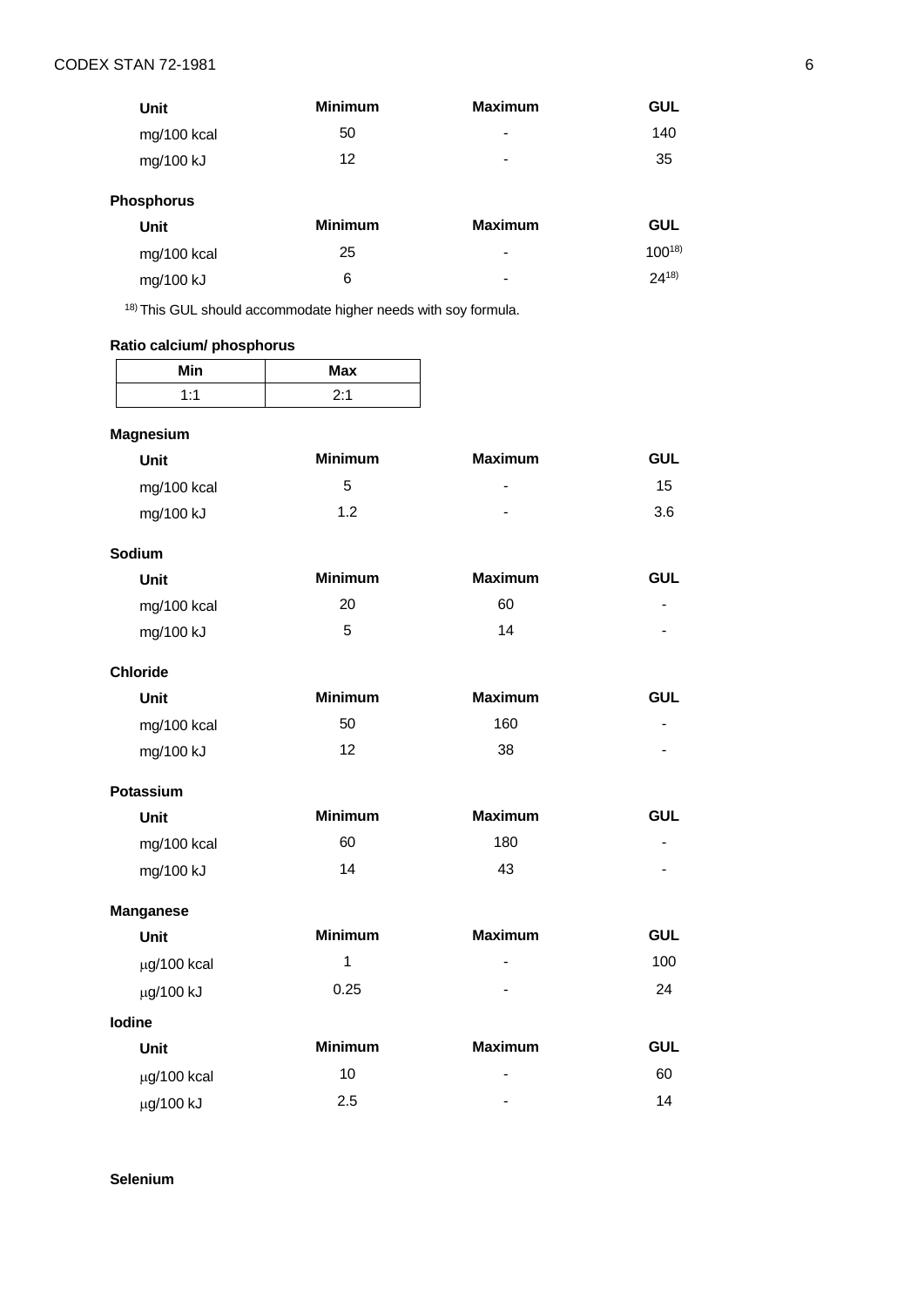| Unit | Minimum | Maximum | GUL |
|---|---|---|---|
| mg/100 kcal | 50 | - | 140 |
| mg/100 kJ | 12 | - | 35 |

**Phosphorus**

| Unit | Minimum | Maximum | GUL |
|---|---|---|---|
| mg/100 kcal | 25 | - | 100[18)] |
| mg/100 kJ | 6 | - | 24[18)] |

[18)] This GUL should accommodate higher needs with soy formula.

**Ratio calcium/ phosphorus**

| Min | Max |
|---|---|
| 1:1 | 2:1 |

**Magnesium**

| Unit | Minimum | Maximum | GUL |
|---|---|---|---|
| mg/100 kcal | 5 | - | 15 |
| mg/100 kJ | 1.2 | - | 3.6 |

**Sodium**

| Unit | Minimum | Maximum | GUL |
|---|---|---|---|
| mg/100 kcal | 20 | 60 | - |
| mg/100 kJ | 5 | 14 | - |

**Chloride**

| Unit | Minimum | Maximum | GUL |
|---|---|---|---|
| mg/100 kcal | 50 | 160 | - |
| mg/100 kJ | 12 | 38 | - |

**Potassium**

| Unit | Minimum | Maximum | GUL |
|---|---|---|---|
| mg/100 kcal | 60 | 180 | - |
| mg/100 kJ | 14 | 43 | - |

**Manganese**

| Unit | Minimum | Maximum | GUL |
|---|---|---|---|
| μg/100 kcal | 1 | - | 100 |
| μg/100 kJ | 0.25 | - | 24 |

**Iodine**

| Unit | Minimum | Maximum | GUL |
|---|---|---|---|
| μg/100 kcal | 10 | - | 60 |
| μg/100 kJ | 2.5 | - | 14 |

**Selenium**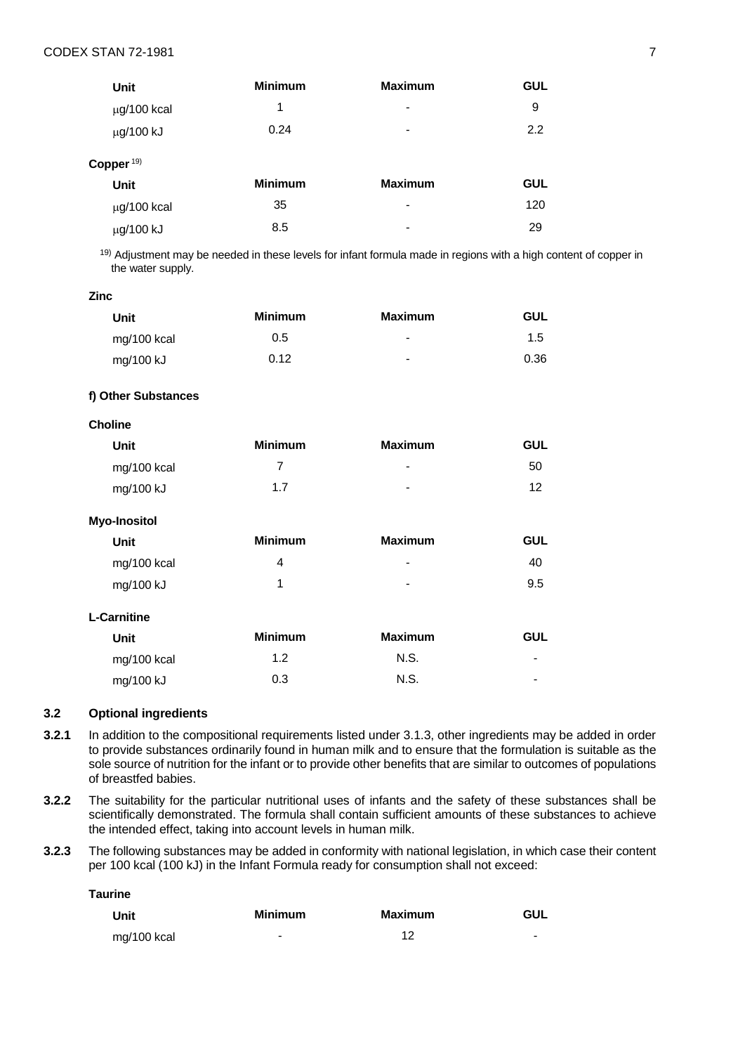| Unit | Minimum | Maximum | GUL |
|---|---|---|---|
| μg/100 kcal | 1 | - | 9 |
| μg/100 kJ | 0.24 | - | 2.2 |

**Copper** [19)]

| Unit | Minimum | Maximum | GUL |
|---|---|---|---|
| μg/100 kcal | 35 | - | 120 |
| μg/100 kJ | 8.5 | - | 29 |

[19)] Adjustment may be needed in these levels for infant formula made in regions with a high content of copper in the water supply.

**Zinc**

| Unit | Minimum | Maximum | GUL |
|---|---|---|---|
| mg/100 kcal | 0.5 | - | 1.5 |
| mg/100 kJ | 0.12 | - | 0.36 |

**f) Other Substances**

**Choline**

| Unit | Minimum | Maximum | GUL |
|---|---|---|---|
| mg/100 kcal | 7 | - | 50 |
| mg/100 kJ | 1.7 | - | 12 |

**Myo-Inositol**

| Unit | Minimum | Maximum | GUL |
|---|---|---|---|
| mg/100 kcal | 4 | - | 40 |
| mg/100 kJ | 1 | - | 9.5 |

**L-Carnitine**

| Unit | Minimum | Maximum | GUL |
|---|---|---|---|
| mg/100 kcal | 1.2 | N.S. | - |
| mg/100 kJ | 0.3 | N.S. | - |

### 3.2 Optional ingredients

**3.2.1** In addition to the compositional requirements listed under 3.1.3, other ingredients may be added in order to provide substances ordinarily found in human milk and to ensure that the formulation is suitable as the sole source of nutrition for the infant or to provide other benefits that are similar to outcomes of populations of breastfed babies.

**3.2.2** The suitability for the particular nutritional uses of infants and the safety of these substances shall be scientifically demonstrated. The formula shall contain sufficient amounts of these substances to achieve the intended effect, taking into account levels in human milk.

**3.2.3** The following substances may be added in conformity with national legislation, in which case their content per 100 kcal (100 kJ) in the Infant Formula ready for consumption shall not exceed:

**Taurine**

| Unit | Minimum | Maximum | GUL |
|---|---|---|---|
| mg/100 kcal | - | 12 | - |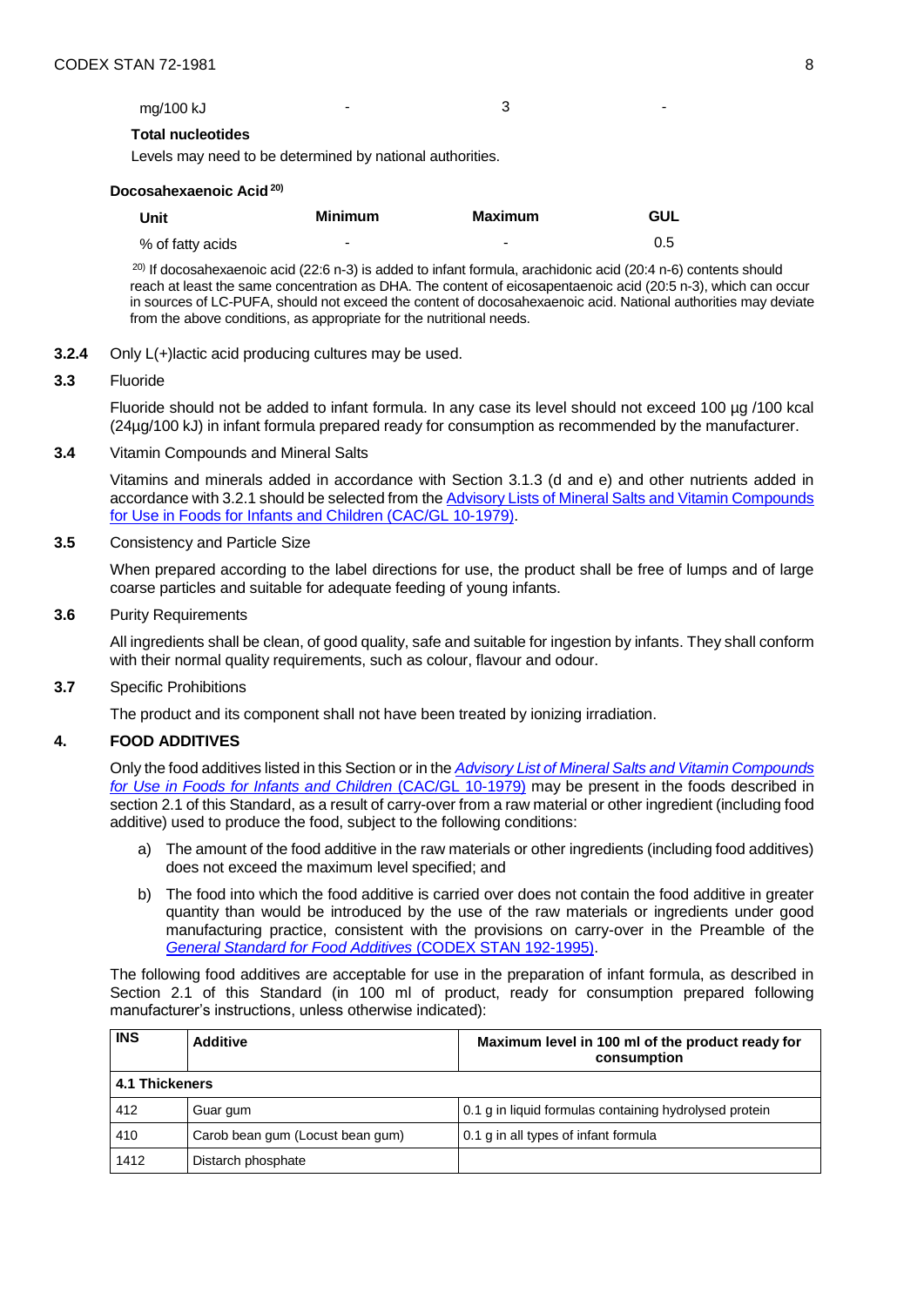| mg/100 kJ | - | 3 | - |
|---|---|---|---|

**Total nucleotides**

Levels may need to be determined by national authorities.

**Docosahexaenoic Acid** [20)]

| Unit | Minimum | Maximum | GUL |
|---|---|---|---|
| % of fatty acids | - | - | 0.5 |

[20)] If docosahexaenoic acid (22:6 n-3) is added to infant formula, arachidonic acid (20:4 n-6) contents should reach at least the same concentration as DHA. The content of eicosapentaenoic acid (20:5 n-3), which can occur in sources of LC-PUFA, should not exceed the content of docosahexaenoic acid. National authorities may deviate from the above conditions, as appropriate for the nutritional needs.

**3.2.4** Only L(+)lactic acid producing cultures may be used.

**3.3** Fluoride

Fluoride should not be added to infant formula. In any case its level should not exceed 100 µg /100 kcal (24µg/100 kJ) in infant formula prepared ready for consumption as recommended by the manufacturer.

**3.4** Vitamin Compounds and Mineral Salts

Vitamins and minerals added in accordance with Section 3.1.3 (d and e) and other nutrients added in accordance with 3.2.1 should be selected from the Advisory Lists of Mineral Salts and Vitamin Compounds for Use in Foods for Infants and Children (CAC/GL 10-1979).

**3.5** Consistency and Particle Size

When prepared according to the label directions for use, the product shall be free of lumps and of large coarse particles and suitable for adequate feeding of young infants.

**3.6** Purity Requirements

All ingredients shall be clean, of good quality, safe and suitable for ingestion by infants. They shall conform with their normal quality requirements, such as colour, flavour and odour.

**3.7** Specific Prohibitions

The product and its component shall not have been treated by ionizing irradiation.

## 4. FOOD ADDITIVES

Only the food additives listed in this Section or in the *Advisory List of Mineral Salts and Vitamin Compounds for Use in Foods for Infants and Children* (CAC/GL 10-1979) may be present in the foods described in section 2.1 of this Standard, as a result of carry-over from a raw material or other ingredient (including food additive) used to produce the food, subject to the following conditions:

a) The amount of the food additive in the raw materials or other ingredients (including food additives) does not exceed the maximum level specified; and

b) The food into which the food additive is carried over does not contain the food additive in greater quantity than would be introduced by the use of the raw materials or ingredients under good manufacturing practice, consistent with the provisions on carry-over in the Preamble of the *General Standard for Food Additives* (CODEX STAN 192-1995).

The following food additives are acceptable for use in the preparation of infant formula, as described in Section 2.1 of this Standard (in 100 ml of product, ready for consumption prepared following manufacturer's instructions, unless otherwise indicated):

| INS | Additive | Maximum level in 100 ml of the product ready for consumption |
|---|---|---|
| **4.1 Thickeners** | | |
| 412 | Guar gum | 0.1 g in liquid formulas containing hydrolysed protein |
| 410 | Carob bean gum (Locust bean gum) | 0.1 g in all types of infant formula |
| 1412 | Distarch phosphate | |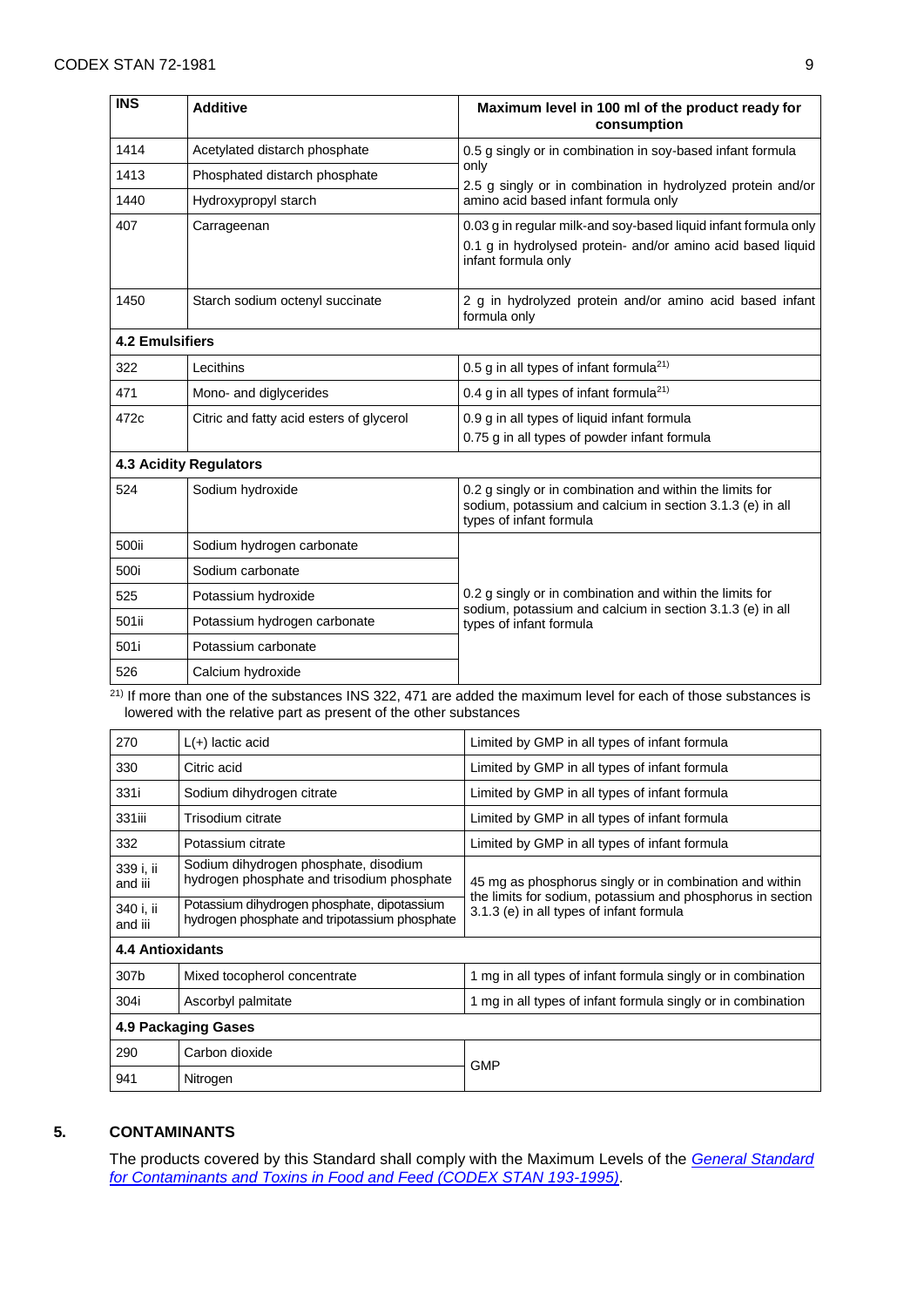| INS | Additive | Maximum level in 100 ml of the product ready for consumption |
|---|---|---|
| 1414 | Acetylated distarch phosphate | 0.5 g singly or in combination in soy-based infant formula only<br>2.5 g singly or in combination in hydrolyzed protein and/or amino acid based infant formula only |
| 1413 | Phosphated distarch phosphate | |
| 1440 | Hydroxypropyl starch | |
| 407 | Carrageenan | 0.03 g in regular milk-and soy-based liquid infant formula only<br>0.1 g in hydrolysed protein- and/or amino acid based liquid infant formula only |
| 1450 | Starch sodium octenyl succinate | 2 g in hydrolyzed protein and/or amino acid based infant formula only |
| **4.2 Emulsifiers** | | |
| 322 | Lecithins | 0.5 g in all types of infant formula[21)] |
| 471 | Mono- and diglycerides | 0.4 g in all types of infant formula[21)] |
| 472c | Citric and fatty acid esters of glycerol | 0.9 g in all types of liquid infant formula<br>0.75 g in all types of powder infant formula |
| **4.3 Acidity Regulators** | | |
| 524 | Sodium hydroxide | 0.2 g singly or in combination and within the limits for sodium, potassium and calcium in section 3.1.3 (e) in all types of infant formula |
| 500ii | Sodium hydrogen carbonate | 0.2 g singly or in combination and within the limits for sodium, potassium and calcium in section 3.1.3 (e) in all types of infant formula |
| 500i | Sodium carbonate | |
| 525 | Potassium hydroxide | |
| 501ii | Potassium hydrogen carbonate | |
| 501i | Potassium carbonate | |
| 526 | Calcium hydroxide | |
| 270 | L(+) lactic acid | Limited by GMP in all types of infant formula |
| 330 | Citric acid | Limited by GMP in all types of infant formula |
| 331i | Sodium dihydrogen citrate | Limited by GMP in all types of infant formula |
| 331iii | Trisodium citrate | Limited by GMP in all types of infant formula |
| 332 | Potassium citrate | Limited by GMP in all types of infant formula |
| 339 i, ii and iii | Sodium dihydrogen phosphate, disodium hydrogen phosphate and trisodium phosphate | 45 mg as phosphorus singly or in combination and within the limits for sodium, potassium and phosphorus in section 3.1.3 (e) in all types of infant formula |
| 340 i, ii and iii | Potassium dihydrogen phosphate, dipotassium hydrogen phosphate and tripotassium phosphate | |
| **4.4 Antioxidants** | | |
| 307b | Mixed tocopherol concentrate | 1 mg in all types of infant formula singly or in combination |
| 304i | Ascorbyl palmitate | 1 mg in all types of infant formula singly or in combination |
| **4.9 Packaging Gases** | | |
| 290 | Carbon dioxide | GMP |
| 941 | Nitrogen | |

[21)] If more than one of the substances INS 322, 471 are added the maximum level for each of those substances is lowered with the relative part as present of the other substances

## 5. CONTAMINANTS

The products covered by this Standard shall comply with the Maximum Levels of the *General Standard for Contaminants and Toxins in Food and Feed (CODEX STAN 193-1995)*.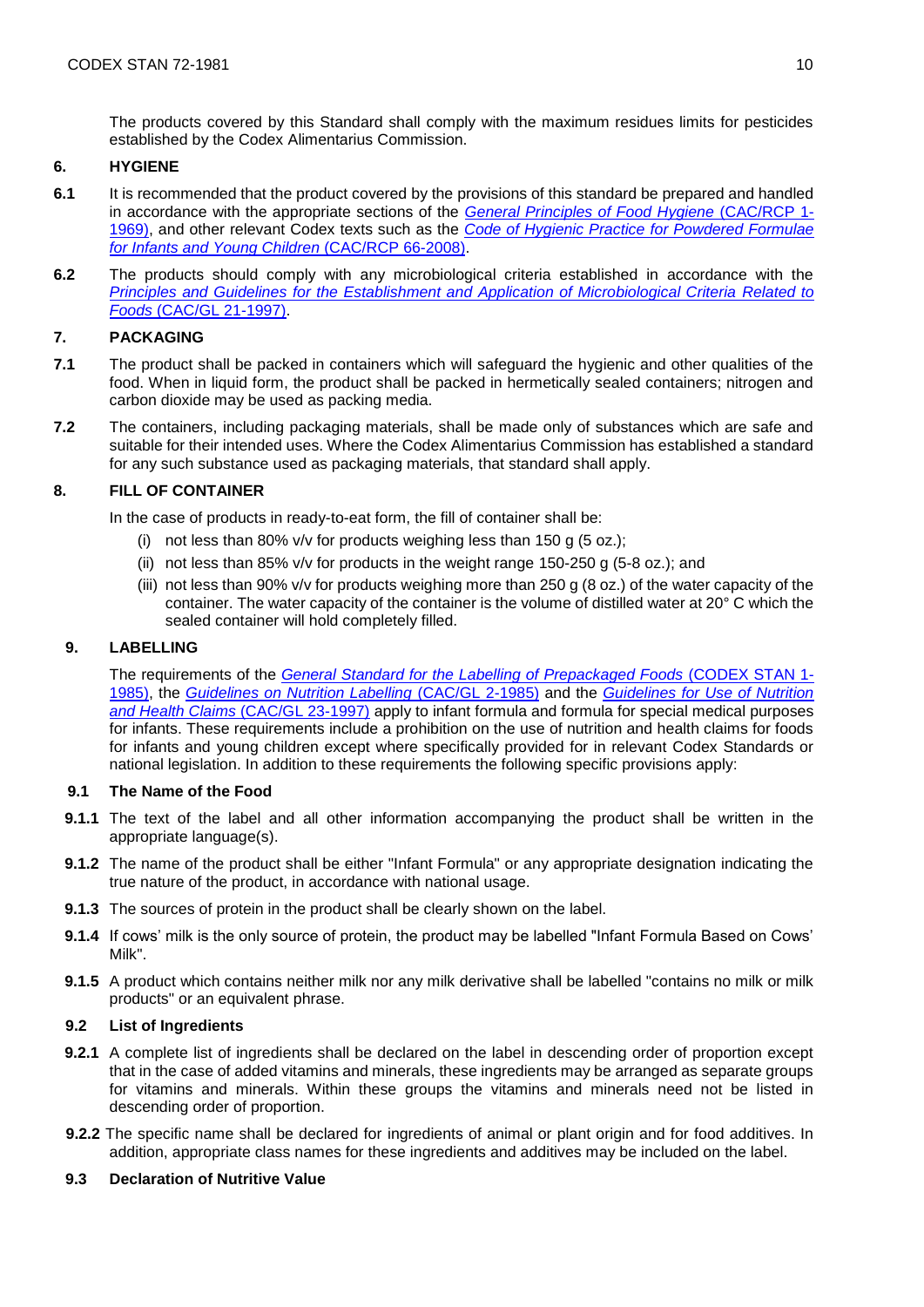The products covered by this Standard shall comply with the maximum residues limits for pesticides established by the Codex Alimentarius Commission.

## 6. HYGIENE

**6.1** It is recommended that the product covered by the provisions of this standard be prepared and handled in accordance with the appropriate sections of the *General Principles of Food Hygiene* (CAC/RCP 1-1969), and other relevant Codex texts such as the *Code of Hygienic Practice for Powdered Formulae for Infants and Young Children* (CAC/RCP 66-2008).

**6.2** The products should comply with any microbiological criteria established in accordance with the *Principles and Guidelines for the Establishment and Application of Microbiological Criteria Related to Foods* (CAC/GL 21-1997).

## 7. PACKAGING

**7.1** The product shall be packed in containers which will safeguard the hygienic and other qualities of the food. When in liquid form, the product shall be packed in hermetically sealed containers; nitrogen and carbon dioxide may be used as packing media.

**7.2** The containers, including packaging materials, shall be made only of substances which are safe and suitable for their intended uses. Where the Codex Alimentarius Commission has established a standard for any such substance used as packaging materials, that standard shall apply.

## 8. FILL OF CONTAINER

In the case of products in ready-to-eat form, the fill of container shall be:

(i) not less than 80% v/v for products weighing less than 150 g (5 oz.);

(ii) not less than 85% v/v for products in the weight range 150-250 g (5-8 oz.); and

(iii) not less than 90% v/v for products weighing more than 250 g (8 oz.) of the water capacity of the container. The water capacity of the container is the volume of distilled water at 20° C which the sealed container will hold completely filled.

## 9. LABELLING

The requirements of the *General Standard for the Labelling of Prepackaged Foods* (CODEX STAN 1-1985), the *Guidelines on Nutrition Labelling* (CAC/GL 2-1985) and the *Guidelines for Use of Nutrition and Health Claims* (CAC/GL 23-1997) apply to infant formula and formula for special medical purposes for infants. These requirements include a prohibition on the use of nutrition and health claims for foods for infants and young children except where specifically provided for in relevant Codex Standards or national legislation. In addition to these requirements the following specific provisions apply:

### 9.1 The Name of the Food

**9.1.1** The text of the label and all other information accompanying the product shall be written in the appropriate language(s).

**9.1.2** The name of the product shall be either "Infant Formula" or any appropriate designation indicating the true nature of the product, in accordance with national usage.

**9.1.3** The sources of protein in the product shall be clearly shown on the label.

**9.1.4** If cows' milk is the only source of protein, the product may be labelled "Infant Formula Based on Cows' Milk".

**9.1.5** A product which contains neither milk nor any milk derivative shall be labelled "contains no milk or milk products" or an equivalent phrase.

### 9.2 List of Ingredients

**9.2.1** A complete list of ingredients shall be declared on the label in descending order of proportion except that in the case of added vitamins and minerals, these ingredients may be arranged as separate groups for vitamins and minerals. Within these groups the vitamins and minerals need not be listed in descending order of proportion.

**9.2.2** The specific name shall be declared for ingredients of animal or plant origin and for food additives. In addition, appropriate class names for these ingredients and additives may be included on the label.

### 9.3 Declaration of Nutritive Value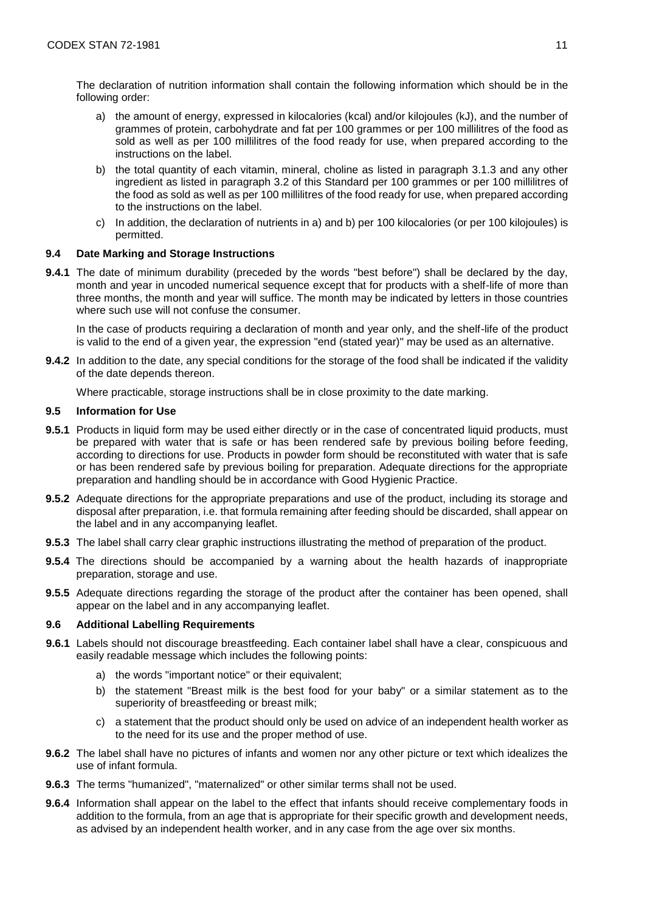The declaration of nutrition information shall contain the following information which should be in the following order:

a) the amount of energy, expressed in kilocalories (kcal) and/or kilojoules (kJ), and the number of grammes of protein, carbohydrate and fat per 100 grammes or per 100 millilitres of the food as sold as well as per 100 millilitres of the food ready for use, when prepared according to the instructions on the label.

b) the total quantity of each vitamin, mineral, choline as listed in paragraph 3.1.3 and any other ingredient as listed in paragraph 3.2 of this Standard per 100 grammes or per 100 millilitres of the food as sold as well as per 100 millilitres of the food ready for use, when prepared according to the instructions on the label.

c) In addition, the declaration of nutrients in a) and b) per 100 kilocalories (or per 100 kilojoules) is permitted.

### 9.4 Date Marking and Storage Instructions

**9.4.1** The date of minimum durability (preceded by the words "best before") shall be declared by the day, month and year in uncoded numerical sequence except that for products with a shelf-life of more than three months, the month and year will suffice. The month may be indicated by letters in those countries where such use will not confuse the consumer.

In the case of products requiring a declaration of month and year only, and the shelf-life of the product is valid to the end of a given year, the expression "end (stated year)" may be used as an alternative.

**9.4.2** In addition to the date, any special conditions for the storage of the food shall be indicated if the validity of the date depends thereon.

Where practicable, storage instructions shall be in close proximity to the date marking.

### 9.5 Information for Use

**9.5.1** Products in liquid form may be used either directly or in the case of concentrated liquid products, must be prepared with water that is safe or has been rendered safe by previous boiling before feeding, according to directions for use. Products in powder form should be reconstituted with water that is safe or has been rendered safe by previous boiling for preparation. Adequate directions for the appropriate preparation and handling should be in accordance with Good Hygienic Practice.

**9.5.2** Adequate directions for the appropriate preparations and use of the product, including its storage and disposal after preparation, i.e. that formula remaining after feeding should be discarded, shall appear on the label and in any accompanying leaflet.

**9.5.3** The label shall carry clear graphic instructions illustrating the method of preparation of the product.

**9.5.4** The directions should be accompanied by a warning about the health hazards of inappropriate preparation, storage and use.

**9.5.5** Adequate directions regarding the storage of the product after the container has been opened, shall appear on the label and in any accompanying leaflet.

### 9.6 Additional Labelling Requirements

**9.6.1** Labels should not discourage breastfeeding. Each container label shall have a clear, conspicuous and easily readable message which includes the following points:

a) the words "important notice" or their equivalent;

b) the statement "Breast milk is the best food for your baby" or a similar statement as to the superiority of breastfeeding or breast milk;

c) a statement that the product should only be used on advice of an independent health worker as to the need for its use and the proper method of use.

**9.6.2** The label shall have no pictures of infants and women nor any other picture or text which idealizes the use of infant formula.

**9.6.3** The terms "humanized", "maternalized" or other similar terms shall not be used.

**9.6.4** Information shall appear on the label to the effect that infants should receive complementary foods in addition to the formula, from an age that is appropriate for their specific growth and development needs, as advised by an independent health worker, and in any case from the age over six months.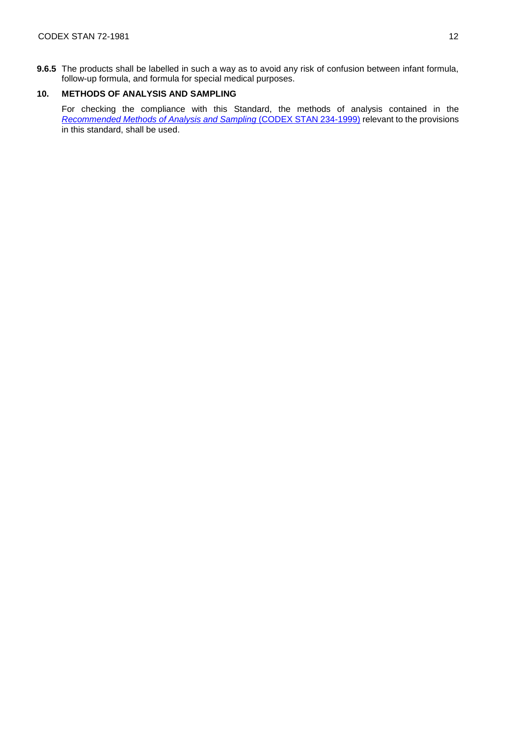**9.6.5** The products shall be labelled in such a way as to avoid any risk of confusion between infant formula, follow-up formula, and formula for special medical purposes.

## 10. METHODS OF ANALYSIS AND SAMPLING

For checking the compliance with this Standard, the methods of analysis contained in the *Recommended Methods of Analysis and Sampling* (CODEX STAN 234-1999) relevant to the provisions in this standard, shall be used.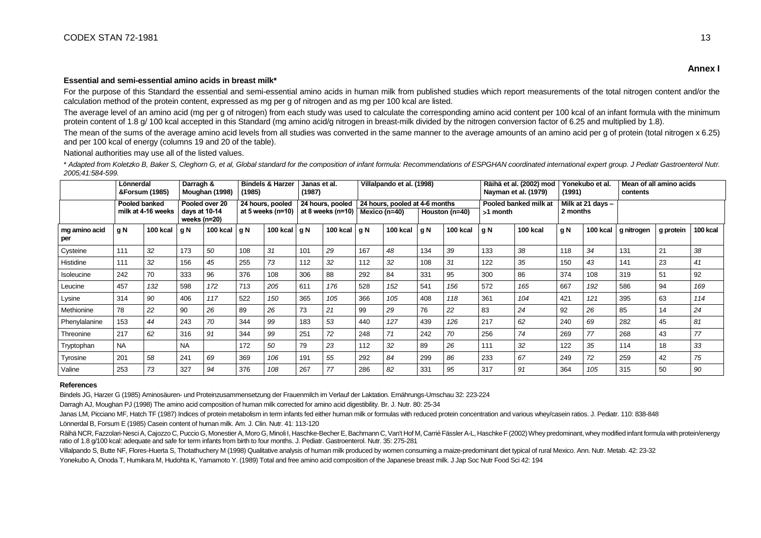**Annex I**

**Essential and semi-essential amino acids in breast milk***

For the purpose of this Standard the essential and semi-essential amino acids in human milk from published studies which report measurements of the total nitrogen content and/or the calculation method of the protein content, expressed as mg per g of nitrogen and as mg per 100 kcal are listed.

The average level of an amino acid (mg per g of nitrogen) from each study was used to calculate the corresponding amino acid content per 100 kcal of an infant formula with the minimum protein content of 1.8 g/ 100 kcal accepted in this Standard (mg amino acid/g nitrogen in breast-milk divided by the nitrogen conversion factor of 6.25 and multiplied by 1.8).

The mean of the sums of the average amino acid levels from all studies was converted in the same manner to the average amounts of an amino acid per g of protein (total nitrogen x 6.25) and per 100 kcal of energy (columns 19 and 20 of the table).

National authorities may use all of the listed values.

*\* Adapted from Koletzko B, Baker S, Cleghorn G, et al, Global standard for the composition of infant formula: Recommendations of ESPGHAN coordinated international expert group. J Pediatr Gastroenterol Nutr. 2005;41:584-599.*

| | Lönnerdal &Forsum (1985) | | Darragh & Moughan (1998) | | Bindels & Harzer (1985) | | Janas et al. (1987) | | Villalpando et al. (1998) | | | | Räihä et al. (2002) mod Nayman et al. (1979) | | Yonekubo et al. (1991) | | Mean of all amino acids contents | | |
|---|---|---|---|---|---|---|---|---|---|---|---|---|---|---|---|---|---|---|---|
| | Pooled banked milk at 4-16 weeks | | Pooled over 20 days at 10-14 weeks (n=20) | | 24 hours, pooled at 5 weeks (n=10) | | 24 hours, pooled at 8 weeks (n=10) | | 24 hours, pooled at 4-6 months Mexico (n=40) | | Houston (n=40) | | Pooled banked milk at >1 month | | Milk at 21 days – 2 months | | | | |
| mg amino acid per | g N | 100 kcal | g N | 100 kcal | g N | 100 kcal | g N | 100 kcal | g N | 100 kcal | g N | 100 kcal | g N | 100 kcal | g N | 100 kcal | g nitrogen | g protein | 100 kcal |
| Cysteine | 111 | *32* | 173 | *50* | 108 | *31* | 101 | *29* | 167 | *48* | 134 | *39* | 133 | *38* | 118 | *34* | 131 | 21 | *38* |
| Histidine | 111 | *32* | 156 | *45* | 255 | *73* | 112 | *32* | 112 | *32* | 108 | *31* | 122 | *35* | 150 | *43* | 141 | 23 | *41* |
| Isoleucine | 242 | 70 | 333 | 96 | 376 | 108 | 306 | 88 | 292 | 84 | 331 | 95 | 300 | 86 | 374 | 108 | 319 | 51 | 92 |
| Leucine | 457 | *132* | 598 | *172* | 713 | *205* | 611 | *176* | 528 | *152* | 541 | *156* | 572 | *165* | 667 | *192* | 586 | 94 | *169* |
| Lysine | 314 | *90* | 406 | *117* | 522 | *150* | 365 | *105* | 366 | *105* | 408 | *118* | 361 | *104* | 421 | *121* | 395 | 63 | *114* |
| Methionine | 78 | *22* | 90 | *26* | 89 | *26* | 73 | *21* | 99 | *29* | 76 | *22* | 83 | *24* | 92 | *26* | 85 | 14 | *24* |
| Phenylalanine | 153 | *44* | 243 | *70* | 344 | *99* | 183 | *53* | 440 | *127* | 439 | *126* | 217 | *62* | 240 | *69* | 282 | 45 | *81* |
| Threonine | 217 | *62* | 316 | *91* | 344 | *99* | 251 | *72* | 248 | *71* | 242 | *70* | 256 | *74* | 269 | *77* | 268 | 43 | *77* |
| Tryptophan | NA | | NA | | 172 | *50* | 79 | *23* | 112 | *32* | 89 | *26* | 111 | *32* | 122 | *35* | 114 | 18 | *33* |
| Tyrosine | 201 | *58* | 241 | *69* | 369 | *106* | 191 | *55* | 292 | *84* | 299 | *86* | 233 | *67* | 249 | *72* | 259 | 42 | *75* |
| Valine | 253 | *73* | 327 | *94* | 376 | *108* | 267 | *77* | 286 | *82* | 331 | *95* | 317 | *91* | 364 | *105* | 315 | 50 | *90* |

**References**

Bindels JG, Harzer G (1985) Aminosäuren- und Proteinzusammensetzung der Frauenmilch im Verlauf der Laktation. Ernährungs-Umschau 32: 223-224

Darragh AJ, Moughan PJ (1998) The amino acid composition of human milk corrected for amino acid digestibility. Br. J. Nutr. 80: 25-34

Janas LM, Picciano MF, Hatch TF (1987) Indices of protein metabolism in term infants fed either human milk or formulas with reduced protein concentration and various whey/casein ratios. J. Pediatr. 110: 838-848

Lönnerdal B, Forsum E (1985) Casein content of human milk. Am. J. Clin. Nutr. 41: 113-120

Räihä NCR, Fazzolari-Nesci A, Cajozzo C, Puccio G, Monestier A, Moro G, Minoli I, Haschke-Becher E, Bachmann C, Van't Hof M, Carrié Fässler A-L, Haschke F (2002) Whey predominant, whey modified infant formula with protein/energy ratio of 1.8 g/100 kcal: adequate and safe for term infants from birth to four months. J. Pediatr. Gastroenterol. Nutr. 35: 275-281

Villalpando S, Butte NF, Flores-Huerta S, Thotathuchery M (1998) Qualitative analysis of human milk produced by women consuming a maize-predominant diet typical of rural Mexico. Ann. Nutr. Metab. 42: 23-32

Yonekubo A, Onoda T, Humikara M, Hudohta K, Yamamoto Y. (1989) Total and free amino acid composition of the Japanese breast milk. J Jap Soc Nutr Food Sci 42: 194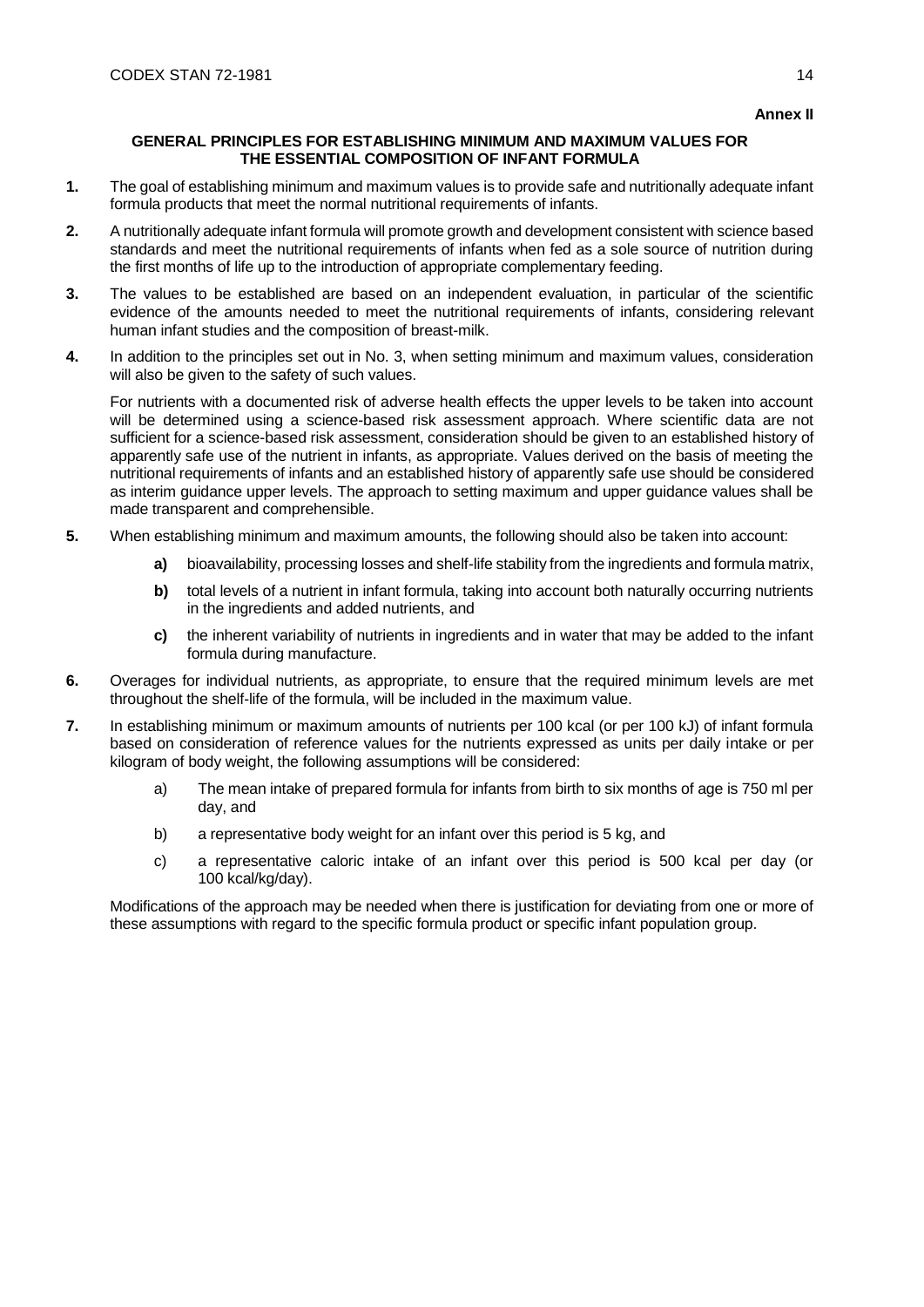**Annex II**

## GENERAL PRINCIPLES FOR ESTABLISHING MINIMUM AND MAXIMUM VALUES FOR THE ESSENTIAL COMPOSITION OF INFANT FORMULA

**1.** The goal of establishing minimum and maximum values is to provide safe and nutritionally adequate infant formula products that meet the normal nutritional requirements of infants.

**2.** A nutritionally adequate infant formula will promote growth and development consistent with science based standards and meet the nutritional requirements of infants when fed as a sole source of nutrition during the first months of life up to the introduction of appropriate complementary feeding.

**3.** The values to be established are based on an independent evaluation, in particular of the scientific evidence of the amounts needed to meet the nutritional requirements of infants, considering relevant human infant studies and the composition of breast-milk.

**4.** In addition to the principles set out in No. 3, when setting minimum and maximum values, consideration will also be given to the safety of such values.

For nutrients with a documented risk of adverse health effects the upper levels to be taken into account will be determined using a science-based risk assessment approach. Where scientific data are not sufficient for a science-based risk assessment, consideration should be given to an established history of apparently safe use of the nutrient in infants, as appropriate. Values derived on the basis of meeting the nutritional requirements of infants and an established history of apparently safe use should be considered as interim guidance upper levels. The approach to setting maximum and upper guidance values shall be made transparent and comprehensible.

**5.** When establishing minimum and maximum amounts, the following should also be taken into account:

- **a)** bioavailability, processing losses and shelf-life stability from the ingredients and formula matrix,
- **b)** total levels of a nutrient in infant formula, taking into account both naturally occurring nutrients in the ingredients and added nutrients, and
- **c)** the inherent variability of nutrients in ingredients and in water that may be added to the infant formula during manufacture.

**6.** Overages for individual nutrients, as appropriate, to ensure that the required minimum levels are met throughout the shelf-life of the formula, will be included in the maximum value.

**7.** In establishing minimum or maximum amounts of nutrients per 100 kcal (or per 100 kJ) of infant formula based on consideration of reference values for the nutrients expressed as units per daily intake or per kilogram of body weight, the following assumptions will be considered:

- a) The mean intake of prepared formula for infants from birth to six months of age is 750 ml per day, and
- b) a representative body weight for an infant over this period is 5 kg, and
- c) a representative caloric intake of an infant over this period is 500 kcal per day (or 100 kcal/kg/day).

Modifications of the approach may be needed when there is justification for deviating from one or more of these assumptions with regard to the specific formula product or specific infant population group.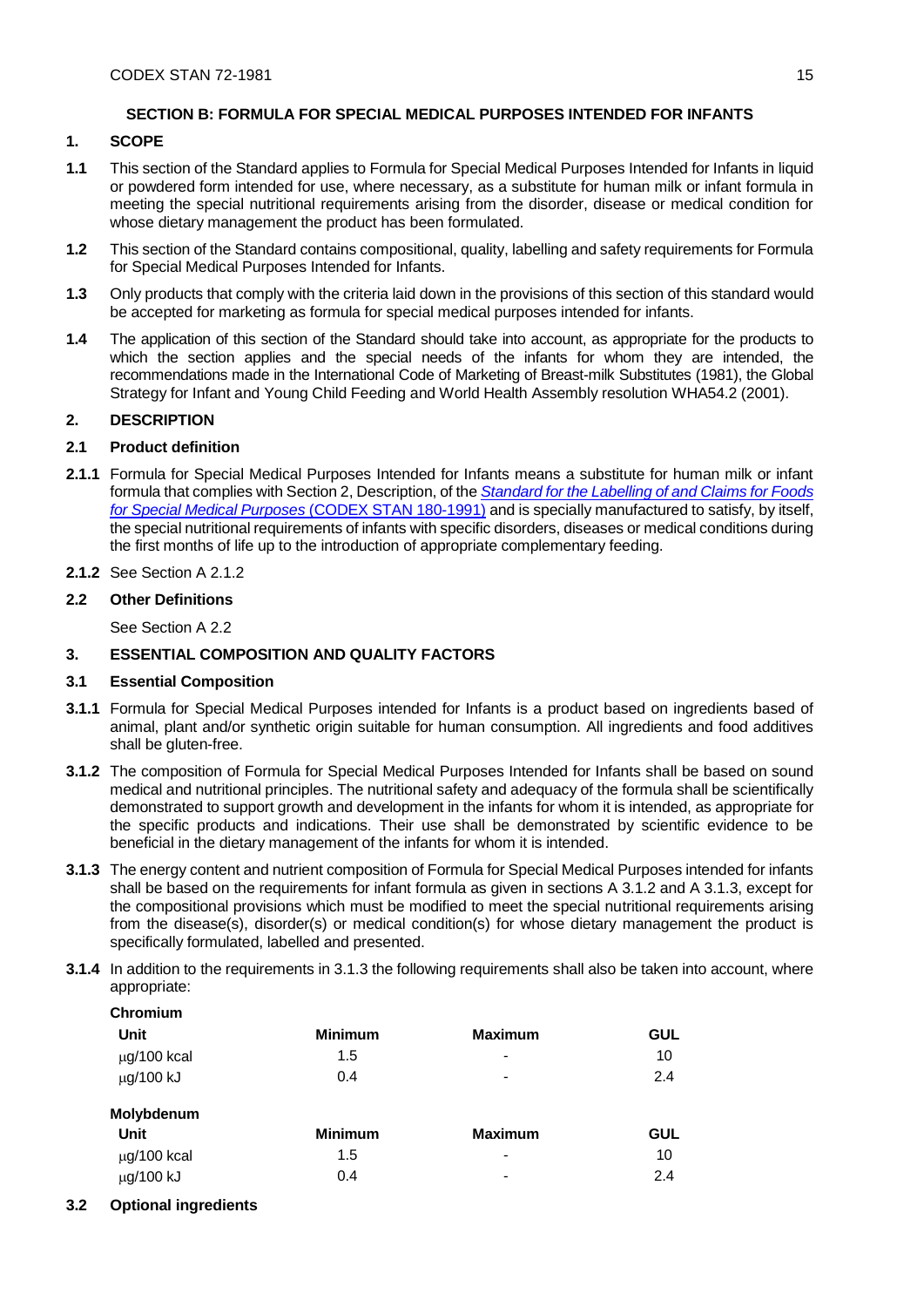## SECTION B: FORMULA FOR SPECIAL MEDICAL PURPOSES INTENDED FOR INFANTS

### 1. SCOPE

**1.1** This section of the Standard applies to Formula for Special Medical Purposes Intended for Infants in liquid or powdered form intended for use, where necessary, as a substitute for human milk or infant formula in meeting the special nutritional requirements arising from the disorder, disease or medical condition for whose dietary management the product has been formulated.

**1.2** This section of the Standard contains compositional, quality, labelling and safety requirements for Formula for Special Medical Purposes Intended for Infants.

**1.3** Only products that comply with the criteria laid down in the provisions of this section of this standard would be accepted for marketing as formula for special medical purposes intended for infants.

**1.4** The application of this section of the Standard should take into account, as appropriate for the products to which the section applies and the special needs of the infants for whom they are intended, the recommendations made in the International Code of Marketing of Breast-milk Substitutes (1981), the Global Strategy for Infant and Young Child Feeding and World Health Assembly resolution WHA54.2 (2001).

### 2. DESCRIPTION

#### 2.1 Product definition

**2.1.1** Formula for Special Medical Purposes Intended for Infants means a substitute for human milk or infant formula that complies with Section 2, Description, of the *Standard for the Labelling of and Claims for Foods for Special Medical Purposes* (CODEX STAN 180-1991) and is specially manufactured to satisfy, by itself, the special nutritional requirements of infants with specific disorders, diseases or medical conditions during the first months of life up to the introduction of appropriate complementary feeding.

**2.1.2** See Section A 2.1.2

#### 2.2 Other Definitions

See Section A 2.2

### 3. ESSENTIAL COMPOSITION AND QUALITY FACTORS

#### 3.1 Essential Composition

**3.1.1** Formula for Special Medical Purposes intended for Infants is a product based on ingredients based of animal, plant and/or synthetic origin suitable for human consumption. All ingredients and food additives shall be gluten-free.

**3.1.2** The composition of Formula for Special Medical Purposes Intended for Infants shall be based on sound medical and nutritional principles. The nutritional safety and adequacy of the formula shall be scientifically demonstrated to support growth and development in the infants for whom it is intended, as appropriate for the specific products and indications. Their use shall be demonstrated by scientific evidence to be beneficial in the dietary management of the infants for whom it is intended.

**3.1.3** The energy content and nutrient composition of Formula for Special Medical Purposes intended for infants shall be based on the requirements for infant formula as given in sections A 3.1.2 and A 3.1.3, except for the compositional provisions which must be modified to meet the special nutritional requirements arising from the disease(s), disorder(s) or medical condition(s) for whose dietary management the product is specifically formulated, labelled and presented.

**3.1.4** In addition to the requirements in 3.1.3 the following requirements shall also be taken into account, where appropriate:

**Chromium**

| Unit | Minimum | Maximum | GUL |
|---|---|---|---|
| μg/100 kcal | 1.5 | - | 10 |
| μg/100 kJ | 0.4 | - | 2.4 |

**Molybdenum**

| Unit | Minimum | Maximum | GUL |
|---|---|---|---|
| μg/100 kcal | 1.5 | - | 10 |
| μg/100 kJ | 0.4 | - | 2.4 |

#### 3.2 Optional ingredients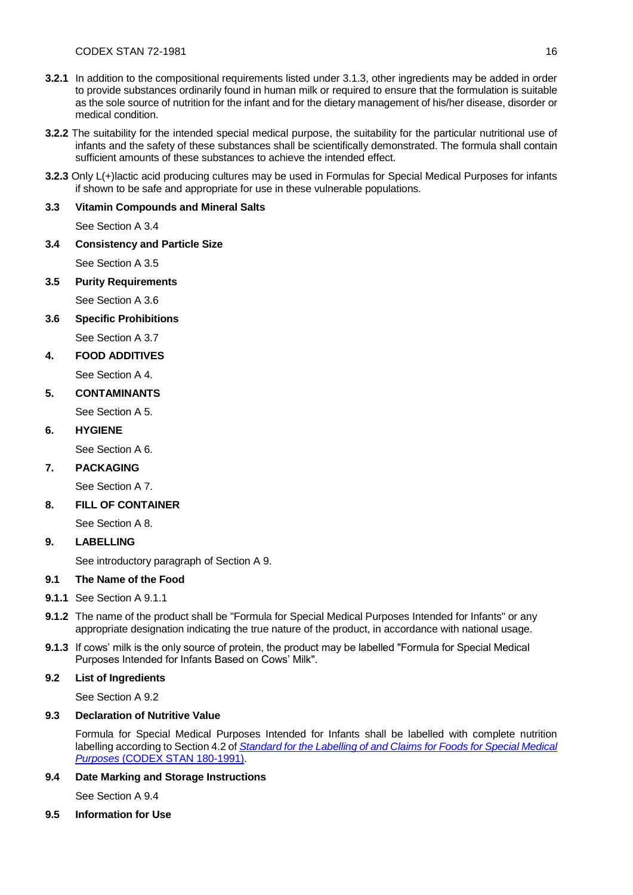**3.2.1** In addition to the compositional requirements listed under 3.1.3, other ingredients may be added in order to provide substances ordinarily found in human milk or required to ensure that the formulation is suitable as the sole source of nutrition for the infant and for the dietary management of his/her disease, disorder or medical condition.

**3.2.2** The suitability for the intended special medical purpose, the suitability for the particular nutritional use of infants and the safety of these substances shall be scientifically demonstrated. The formula shall contain sufficient amounts of these substances to achieve the intended effect.

**3.2.3** Only L(+)lactic acid producing cultures may be used in Formulas for Special Medical Purposes for infants if shown to be safe and appropriate for use in these vulnerable populations.

### 3.3 Vitamin Compounds and Mineral Salts

See Section A 3.4

### 3.4 Consistency and Particle Size

See Section A 3.5

### 3.5 Purity Requirements

See Section A 3.6

### 3.6 Specific Prohibitions

See Section A 3.7

## 4. FOOD ADDITIVES

See Section A 4.

## 5. CONTAMINANTS

See Section A 5.

## 6. HYGIENE

See Section A 6.

## 7. PACKAGING

See Section A 7.

## 8. FILL OF CONTAINER

See Section A 8.

## 9. LABELLING

See introductory paragraph of Section A 9.

### 9.1 The Name of the Food

**9.1.1** See Section A 9.1.1

**9.1.2** The name of the product shall be "Formula for Special Medical Purposes Intended for Infants" or any appropriate designation indicating the true nature of the product, in accordance with national usage.

**9.1.3** If cows' milk is the only source of protein, the product may be labelled "Formula for Special Medical Purposes Intended for Infants Based on Cows' Milk".

### 9.2 List of Ingredients

See Section A 9.2

### 9.3 Declaration of Nutritive Value

Formula for Special Medical Purposes Intended for Infants shall be labelled with complete nutrition labelling according to Section 4.2 of *Standard for the Labelling of and Claims for Foods for Special Medical Purposes* (CODEX STAN 180-1991).

### 9.4 Date Marking and Storage Instructions

See Section A 9.4

### 9.5 Information for Use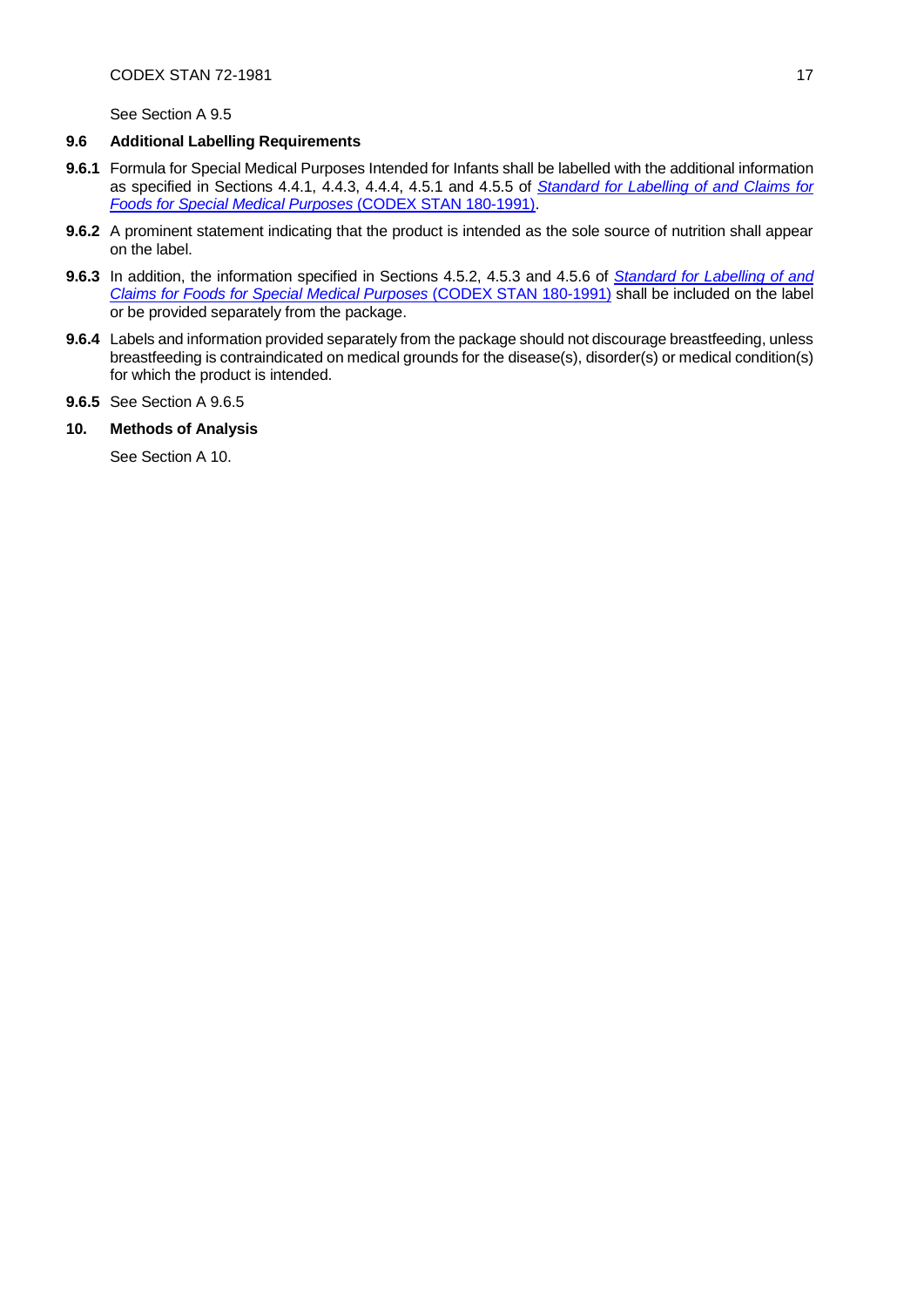See Section A 9.5

### 9.6 Additional Labelling Requirements

**9.6.1** Formula for Special Medical Purposes Intended for Infants shall be labelled with the additional information as specified in Sections 4.4.1, 4.4.3, 4.4.4, 4.5.1 and 4.5.5 of *Standard for Labelling of and Claims for Foods for Special Medical Purposes* (CODEX STAN 180-1991).

**9.6.2** A prominent statement indicating that the product is intended as the sole source of nutrition shall appear on the label.

**9.6.3** In addition, the information specified in Sections 4.5.2, 4.5.3 and 4.5.6 of *Standard for Labelling of and Claims for Foods for Special Medical Purposes* (CODEX STAN 180-1991) shall be included on the label or be provided separately from the package.

**9.6.4** Labels and information provided separately from the package should not discourage breastfeeding, unless breastfeeding is contraindicated on medical grounds for the disease(s), disorder(s) or medical condition(s) for which the product is intended.

**9.6.5** See Section A 9.6.5

## 10. Methods of Analysis

See Section A 10.